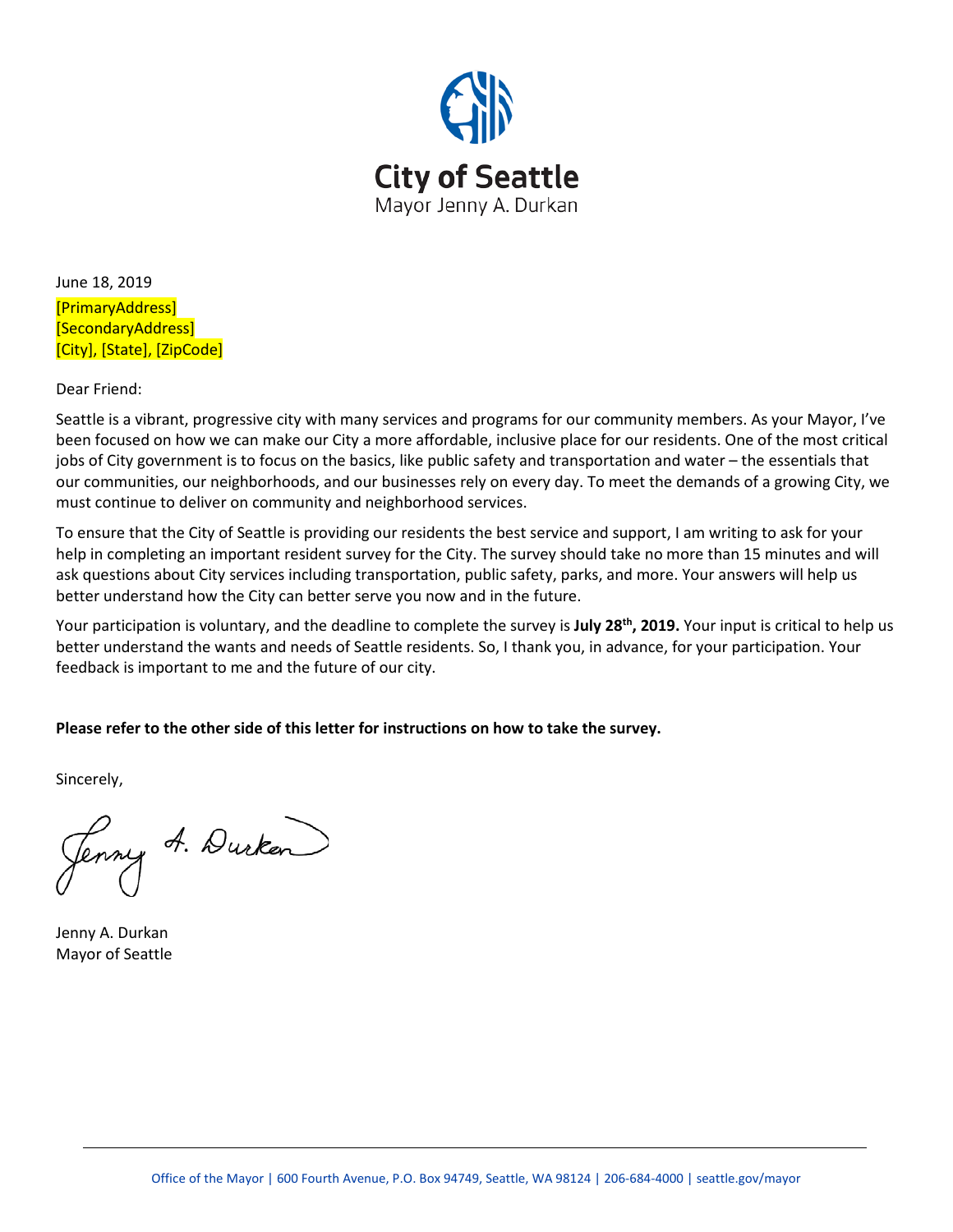# City of Seattle

Mayor Jenny A. Durkan

June 18, 2019

[PrimaryAddress]
[SecondaryAddress]
[City], [State], [ZipCode]

Dear Friend:

Seattle is a vibrant, progressive city with many services and programs for our community members. As your Mayor, I've been focused on how we can make our City a more affordable, inclusive place for our residents. One of the most critical jobs of City government is to focus on the basics, like public safety and transportation and water – the essentials that our communities, our neighborhoods, and our businesses rely on every day. To meet the demands of a growing City, we must continue to deliver on community and neighborhood services.

To ensure that the City of Seattle is providing our residents the best service and support, I am writing to ask for your help in completing an important resident survey for the City. The survey should take no more than 15 minutes and will ask questions about City services including transportation, public safety, parks, and more. Your answers will help us better understand how the City can better serve you now and in the future.

Your participation is voluntary, and the deadline to complete the survey is **July 28th, 2019.** Your input is critical to help us better understand the wants and needs of Seattle residents. So, I thank you, in advance, for your participation. Your feedback is important to me and the future of our city.

**Please refer to the other side of this letter for instructions on how to take the survey.**

Sincerely,

Jenny A. Durkan

Jenny A. Durkan
Mayor of Seattle

Office of the Mayor | 600 Fourth Avenue, P.O. Box 94749, Seattle, WA 98124 | 206-684-4000 | seattle.gov/mayor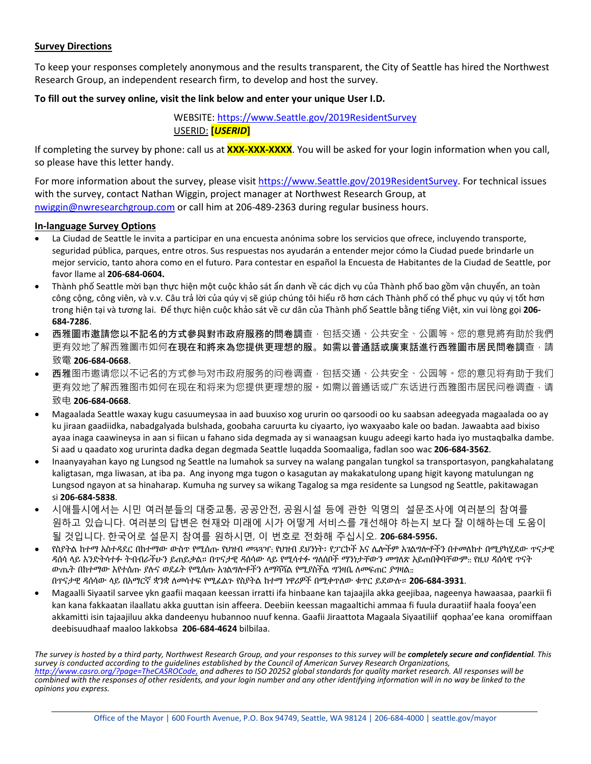**Survey Directions**

To keep your responses completely anonymous and the results transparent, the City of Seattle has hired the Northwest Research Group, an independent research firm, to develop and host the survey.

**To fill out the survey online, visit the link below and enter your unique User I.D.**

WEBSITE: https://www.Seattle.gov/2019ResidentSurvey
USERID: ***[USERID]***

If completing the survey by phone: call us at **XXX-XXX-XXXX**. You will be asked for your login information when you call, so please have this letter handy.

For more information about the survey, please visit https://www.Seattle.gov/2019ResidentSurvey. For technical issues with the survey, contact Nathan Wiggin, project manager at Northwest Research Group, at nwiggin@nwresearchgroup.com or call him at 206-489-2363 during regular business hours.

**In-language Survey Options**

- La Ciudad de Seattle le invita a participar en una encuesta anónima sobre los servicios que ofrece, incluyendo transporte, seguridad pública, parques, entre otros. Sus respuestas nos ayudarán a entender mejor cómo la Ciudad puede brindarle un mejor servicio, tanto ahora como en el futuro. Para contestar en español la Encuesta de Habitantes de la Ciudad de Seattle, por favor llame al **206-684-0604.**
- Thành phố Seattle mời bạn thực hiện một cuộc khảo sát ẩn danh về các dịch vụ của Thành phố bao gồm vận chuyển, an toàn công cộng, công viên, và v.v. Câu trả lời của qúy vị sẽ giúp chúng tôi hiểu rõ hơn cách Thành phố có thể phục vụ qúy vị tốt hơn trong hiện tại và tương lai. Để thực hiện cuộc khảo sát về cư dân của Thành phố Seattle bằng tiếng Việt, xin vui lòng gọi **206-684-7286**.
- **西雅圖市邀請您以不記名的方式參與對市政府服務的問卷調**查，包括交通、公共安全、公園等。您的意見將有助於我們更有效地了解西雅圖市如何**在現在和將來為您提供更理想的服。如需以普通話或廣東話進行西雅圖市居民問卷調**查，請致電 **206-684-0668**.
- **西雅**图市邀请您以不记名的方式参与对市政府服务的问卷调查，包括交通、公共安全、公园等。您的意见将有助于我们更有效地了解西雅图市如何在现在和将来为您提供更理想的服。如需以普通话或广东话进行西雅图市居民问卷调查，请致电 **206-684-0668**.
- Magaalada Seattle waxay kugu casuumeysaa in aad buuxiso xog ururin oo qarsoodi oo ku saabsan adeegyada magaalada oo ay ku jiraan gaadiidka, nabadgalyada bulshada, goobaha caruurta ku ciyaarto, iyo waxyaabo kale oo badan. Jawaabta aad bixiso ayaa inaga caawineysa in aan si fiican u fahano sida degmada ay si wanaagsan kuugu adeegi karto hada iyo mustaqbalka dambe. Si aad u qaadato xog ururinta dadka degan degmada Seattle luqadda Soomaaliga, fadlan soo wac **206-684-3562**.
- Inaanyayahan kayo ng Lungsod ng Seattle na lumahok sa survey na walang pangalan tungkol sa transportasyon, pangkahalatang kaligtasan, mga liwasan, at iba pa. Ang inyong mga tugon o kasagutan ay makakatulong upang higit kayong matulungan ng Lungsod ngayon at sa hinaharap. Kumuha ng survey sa wikang Tagalog sa mga residente sa Lungsod ng Seattle, pakitawagan si **206-684-5838**.
- 시애틀시에서는 시민 여러분들의 대중교통, 공공안전, 공원시설 등에 관한 익명의 설문조사에 여러분의 참여를 원하고 있습니다. 여러분의 답변은 현재와 미래에 시가 어떻게 서비스를 개선해야 하는지 보다 잘 이해하는데 도움이 될 것입니다. 한국어로 설문지 참여를 원하시면, 이 번호로 전화해 주십시오. **206-684-5956.**
- የሲያትል ከተማ አስተዳደር በከተማው ውስጥ የሚሰጡ የህዝብ መጓጓዣ፡ የህዝብ ደህንነት፡ የፓርኮች እና ሌሎችም አገልግሎቶችን በተመለከተ በሚያካሂደው ጥናታዊ ዳሰሳ ላይ እንድትሳተፉ ትብብራችሁን ይጠይቃል። በጥናታዊ ዳሰሳው ላይ የሚሳተፉ ግለሰቦች ማንነታቸውን መግለጽ አይጠበቅባቸውም። የዚህ ዳሰሳዊ ጥናት ውጤት በከተማው እየተሰጡ ያሉና ወደፊት የሚሰጡ አገልግሎቶችን ለማሻሻል የሚያስችል ግንዛቤ ለመፍጠር ያግዛል።
  በጥናታዊ ዳሰሳው ላይ በአማርኛ ቋንቋ ለመሳተፍ የሚፈልጉ የሲያትል ከተማ ነዋሪዎች በሚቀጥለው ቁጥር ይደውሉ፡፡ **206-684-3931**.
- Magaalli Siyaatil sarvee ykn gaafii maqaan keessan irratti ifa hinbaane kan tajaajila akka geejibaa, nageenya hawaasaa, paarkii fi kan kana fakkaatan ilaallatu akka guuttan isin affeera. Deebiin keessan magaaltichi ammaa fi fuula duraatiif haala fooya'een akkamitti isin tajaajiluu akka dandeenyu hubannoo nuuf kenna. Gaafii Jiraattota Magaala Siyaatiliif qophaa'ee kana oromiffaan deebisuudhaaf maaloo lakkobsa **206-684-4624** bilbilaa.

*The survey is hosted by a third party, Northwest Research Group, and your responses to this survey will be **completely secure and confidential**. This survey is conducted according to the guidelines established by the Council of American Survey Research Organizations, http://www.casro.org/?page=TheCASROCode, and adheres to ISO 20252 global standards for quality market research. All responses will be combined with the responses of other residents, and your login number and any other identifying information will in no way be linked to the opinions you express.*

Office of the Mayor | 600 Fourth Avenue, P.O. Box 94749, Seattle, WA 98124 | 206-684-4000 | seattle.gov/mayor